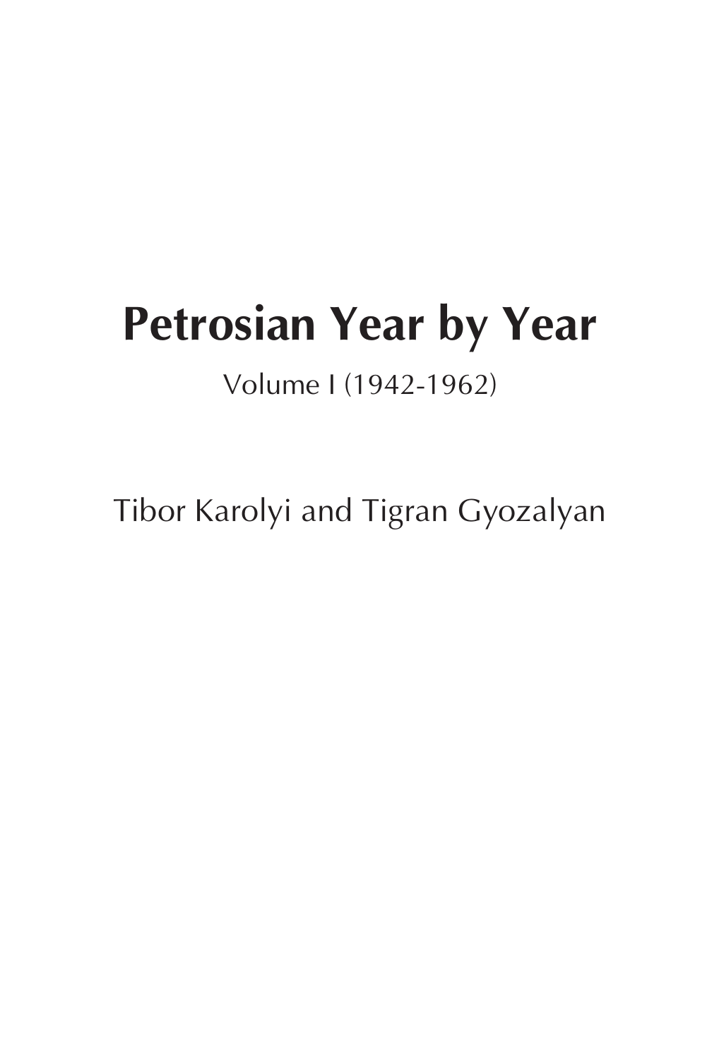# Petrosian Year by Year

Volume I (1942-1962)

Tibor Karolyi and Tigran Gyozalyan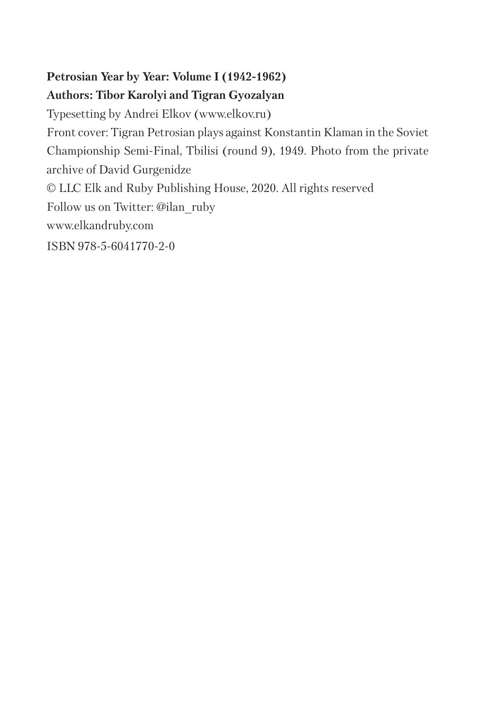**Petrosian Year by Year: Volume I (1942-1962)**

**Authors: Tibor Karolyi and Tigran Gyozalyan**

Typesetting by Andrei Elkov (www.elkov.ru)

Front cover: Tigran Petrosian plays against Konstantin Klaman in the Soviet Championship Semi-Final, Tbilisi (round 9), 1949. Photo from the private archive of David Gurgenidze

© LLC Elk and Ruby Publishing House, 2020. All rights reserved

Follow us on Twitter: @ilan_ruby

www.elkandruby.com

ISBN 978-5-6041770-2-0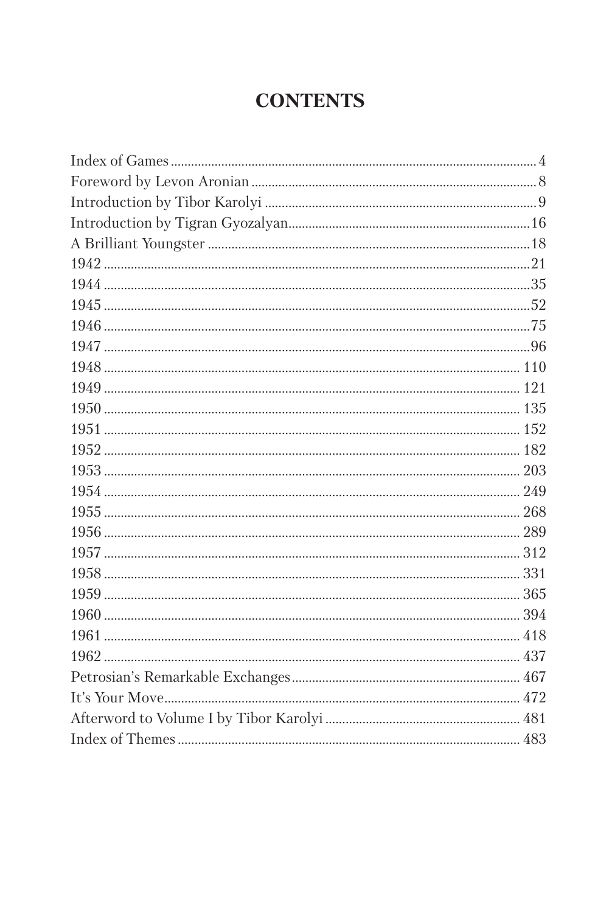# CONTENTS

| | |
|---|---|
| Index of Games | 4 |
| Foreword by Levon Aronian | 8 |
| Introduction by Tibor Karolyi | 9 |
| Introduction by Tigran Gyozalyan | 16 |
| A Brilliant Youngster | 18 |
| 1942 | 21 |
| 1944 | 35 |
| 1945 | 52 |
| 1946 | 75 |
| 1947 | 96 |
| 1948 | 110 |
| 1949 | 121 |
| 1950 | 135 |
| 1951 | 152 |
| 1952 | 182 |
| 1953 | 203 |
| 1954 | 249 |
| 1955 | 268 |
| 1956 | 289 |
| 1957 | 312 |
| 1958 | 331 |
| 1959 | 365 |
| 1960 | 394 |
| 1961 | 418 |
| 1962 | 437 |
| Petrosian's Remarkable Exchanges | 467 |
| It's Your Move | 472 |
| Afterword to Volume I by Tibor Karolyi | 481 |
| Index of Themes | 483 |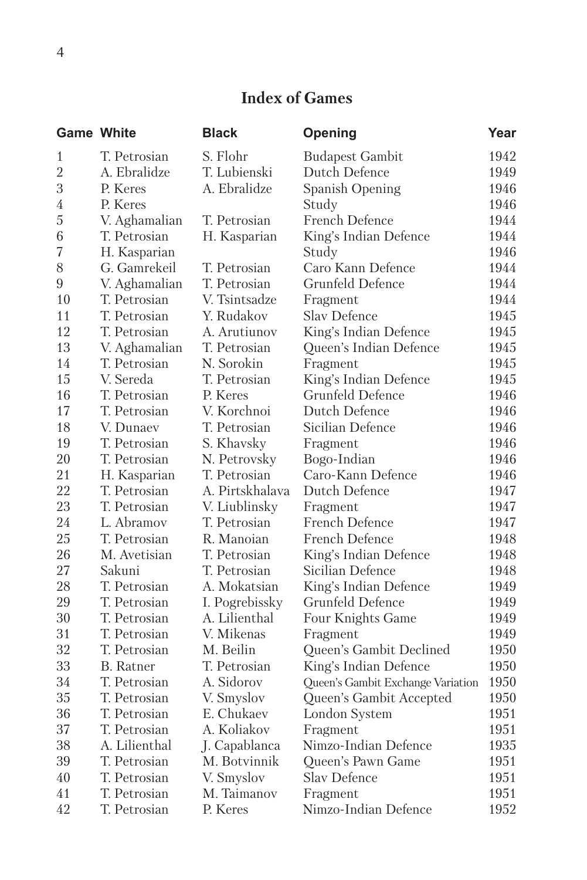## Index of Games

| Game | White | Black | Opening | Year |
|---|---|---|---|---|
| 1 | T. Petrosian | S. Flohr | Budapest Gambit | 1942 |
| 2 | A. Ebralidze | T. Lubienski | Dutch Defence | 1949 |
| 3 | P. Keres | A. Ebralidze | Spanish Opening | 1946 |
| 4 | P. Keres | | Study | 1946 |
| 5 | V. Aghamalian | T. Petrosian | French Defence | 1944 |
| 6 | T. Petrosian | H. Kasparian | King's Indian Defence | 1944 |
| 7 | H. Kasparian | | Study | 1946 |
| 8 | G. Gamrekeil | T. Petrosian | Caro Kann Defence | 1944 |
| 9 | V. Aghamalian | T. Petrosian | Grunfeld Defence | 1944 |
| 10 | T. Petrosian | V. Tsintsadze | Fragment | 1944 |
| 11 | T. Petrosian | Y. Rudakov | Slav Defence | 1945 |
| 12 | T. Petrosian | A. Arutiunov | King's Indian Defence | 1945 |
| 13 | V. Aghamalian | T. Petrosian | Queen's Indian Defence | 1945 |
| 14 | T. Petrosian | N. Sorokin | Fragment | 1945 |
| 15 | V. Sereda | T. Petrosian | King's Indian Defence | 1945 |
| 16 | T. Petrosian | P. Keres | Grunfeld Defence | 1946 |
| 17 | T. Petrosian | V. Korchnoi | Dutch Defence | 1946 |
| 18 | V. Dunaev | T. Petrosian | Sicilian Defence | 1946 |
| 19 | T. Petrosian | S. Khavsky | Fragment | 1946 |
| 20 | T. Petrosian | N. Petrovsky | Bogo-Indian | 1946 |
| 21 | H. Kasparian | T. Petrosian | Caro-Kann Defence | 1946 |
| 22 | T. Petrosian | A. Pirtskhalava | Dutch Defence | 1947 |
| 23 | T. Petrosian | V. Liublinsky | Fragment | 1947 |
| 24 | L. Abramov | T. Petrosian | French Defence | 1947 |
| 25 | T. Petrosian | R. Manoian | French Defence | 1948 |
| 26 | M. Avetisian | T. Petrosian | King's Indian Defence | 1948 |
| 27 | Sakuni | T. Petrosian | Sicilian Defence | 1948 |
| 28 | T. Petrosian | A. Mokatsian | King's Indian Defence | 1949 |
| 29 | T. Petrosian | I. Pogrebissky | Grunfeld Defence | 1949 |
| 30 | T. Petrosian | A. Lilienthal | Four Knights Game | 1949 |
| 31 | T. Petrosian | V. Mikenas | Fragment | 1949 |
| 32 | T. Petrosian | M. Beilin | Queen's Gambit Declined | 1950 |
| 33 | B. Ratner | T. Petrosian | King's Indian Defence | 1950 |
| 34 | T. Petrosian | A. Sidorov | Queen's Gambit Exchange Variation | 1950 |
| 35 | T. Petrosian | V. Smyslov | Queen's Gambit Accepted | 1950 |
| 36 | T. Petrosian | E. Chukaev | London System | 1951 |
| 37 | T. Petrosian | A. Koliakov | Fragment | 1951 |
| 38 | A. Lilienthal | J. Capablanca | Nimzo-Indian Defence | 1935 |
| 39 | T. Petrosian | M. Botvinnik | Queen's Pawn Game | 1951 |
| 40 | T. Petrosian | V. Smyslov | Slav Defence | 1951 |
| 41 | T. Petrosian | M. Taimanov | Fragment | 1951 |
| 42 | T. Petrosian | P. Keres | Nimzo-Indian Defence | 1952 |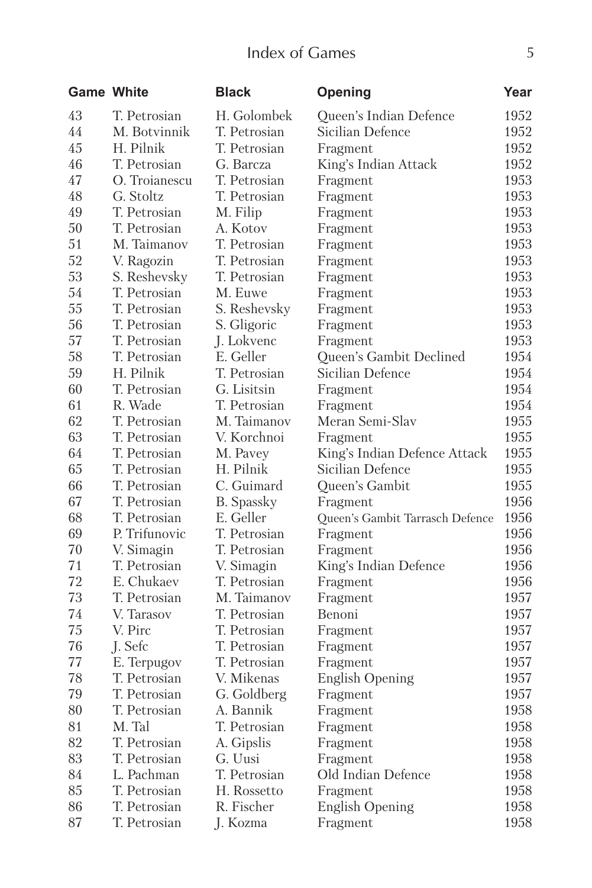| Game | White | Black | Opening | Year |
|---|---|---|---|---|
| 43 | T. Petrosian | H. Golombek | Queen's Indian Defence | 1952 |
| 44 | M. Botvinnik | T. Petrosian | Sicilian Defence | 1952 |
| 45 | H. Pilnik | T. Petrosian | Fragment | 1952 |
| 46 | T. Petrosian | G. Barcza | King's Indian Attack | 1952 |
| 47 | O. Troianescu | T. Petrosian | Fragment | 1953 |
| 48 | G. Stoltz | T. Petrosian | Fragment | 1953 |
| 49 | T. Petrosian | M. Filip | Fragment | 1953 |
| 50 | T. Petrosian | A. Kotov | Fragment | 1953 |
| 51 | M. Taimanov | T. Petrosian | Fragment | 1953 |
| 52 | V. Ragozin | T. Petrosian | Fragment | 1953 |
| 53 | S. Reshevsky | T. Petrosian | Fragment | 1953 |
| 54 | T. Petrosian | M. Euwe | Fragment | 1953 |
| 55 | T. Petrosian | S. Reshevsky | Fragment | 1953 |
| 56 | T. Petrosian | S. Gligoric | Fragment | 1953 |
| 57 | T. Petrosian | J. Lokvenc | Fragment | 1953 |
| 58 | T. Petrosian | E. Geller | Queen's Gambit Declined | 1954 |
| 59 | H. Pilnik | T. Petrosian | Sicilian Defence | 1954 |
| 60 | T. Petrosian | G. Lisitsin | Fragment | 1954 |
| 61 | R. Wade | T. Petrosian | Fragment | 1954 |
| 62 | T. Petrosian | M. Taimanov | Meran Semi-Slav | 1955 |
| 63 | T. Petrosian | V. Korchnoi | Fragment | 1955 |
| 64 | T. Petrosian | M. Pavey | King's Indian Defence Attack | 1955 |
| 65 | T. Petrosian | H. Pilnik | Sicilian Defence | 1955 |
| 66 | T. Petrosian | C. Guimard | Queen's Gambit | 1955 |
| 67 | T. Petrosian | B. Spassky | Fragment | 1956 |
| 68 | T. Petrosian | E. Geller | Queen's Gambit Tarrasch Defence | 1956 |
| 69 | P. Trifunovic | T. Petrosian | Fragment | 1956 |
| 70 | V. Simagin | T. Petrosian | Fragment | 1956 |
| 71 | T. Petrosian | V. Simagin | King's Indian Defence | 1956 |
| 72 | E. Chukaev | T. Petrosian | Fragment | 1956 |
| 73 | T. Petrosian | M. Taimanov | Fragment | 1957 |
| 74 | V. Tarasov | T. Petrosian | Benoni | 1957 |
| 75 | V. Pirc | T. Petrosian | Fragment | 1957 |
| 76 | J. Sefc | T. Petrosian | Fragment | 1957 |
| 77 | E. Terpugov | T. Petrosian | Fragment | 1957 |
| 78 | T. Petrosian | V. Mikenas | English Opening | 1957 |
| 79 | T. Petrosian | G. Goldberg | Fragment | 1957 |
| 80 | T. Petrosian | A. Bannik | Fragment | 1958 |
| 81 | M. Tal | T. Petrosian | Fragment | 1958 |
| 82 | T. Petrosian | A. Gipslis | Fragment | 1958 |
| 83 | T. Petrosian | G. Uusi | Fragment | 1958 |
| 84 | L. Pachman | T. Petrosian | Old Indian Defence | 1958 |
| 85 | T. Petrosian | H. Rossetto | Fragment | 1958 |
| 86 | T. Petrosian | R. Fischer | English Opening | 1958 |
| 87 | T. Petrosian | J. Kozma | Fragment | 1958 |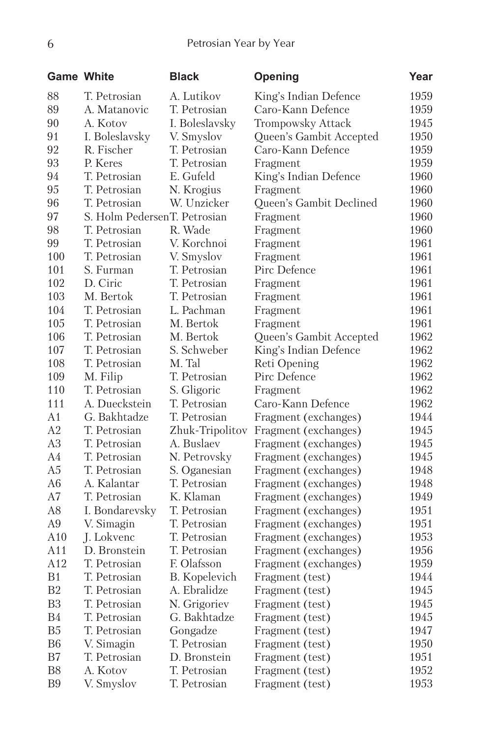| Game | White | Black | Opening | Year |
|---|---|---|---|---|
| 88 | T. Petrosian | A. Lutikov | King's Indian Defence | 1959 |
| 89 | A. Matanovic | T. Petrosian | Caro-Kann Defence | 1959 |
| 90 | A. Kotov | I. Boleslavsky | Trompowsky Attack | 1945 |
| 91 | I. Boleslavsky | V. Smyslov | Queen's Gambit Accepted | 1950 |
| 92 | R. Fischer | T. Petrosian | Caro-Kann Defence | 1959 |
| 93 | P. Keres | T. Petrosian | Fragment | 1959 |
| 94 | T. Petrosian | E. Gufeld | King's Indian Defence | 1960 |
| 95 | T. Petrosian | N. Krogius | Fragment | 1960 |
| 96 | T. Petrosian | W. Unzicker | Queen's Gambit Declined | 1960 |
| 97 | S. Holm Pedersen | T. Petrosian | Fragment | 1960 |
| 98 | T. Petrosian | R. Wade | Fragment | 1960 |
| 99 | T. Petrosian | V. Korchnoi | Fragment | 1961 |
| 100 | T. Petrosian | V. Smyslov | Fragment | 1961 |
| 101 | S. Furman | T. Petrosian | Pirc Defence | 1961 |
| 102 | D. Ciric | T. Petrosian | Fragment | 1961 |
| 103 | M. Bertok | T. Petrosian | Fragment | 1961 |
| 104 | T. Petrosian | L. Pachman | Fragment | 1961 |
| 105 | T. Petrosian | M. Bertok | Fragment | 1961 |
| 106 | T. Petrosian | M. Bertok | Queen's Gambit Accepted | 1962 |
| 107 | T. Petrosian | S. Schweber | King's Indian Defence | 1962 |
| 108 | T. Petrosian | M. Tal | Reti Opening | 1962 |
| 109 | M. Filip | T. Petrosian | Pirc Defence | 1962 |
| 110 | T. Petrosian | S. Gligoric | Fragment | 1962 |
| 111 | A. Dueckstein | T. Petrosian | Caro-Kann Defence | 1962 |
| A1 | G. Bakhtadze | T. Petrosian | Fragment (exchanges) | 1944 |
| A2 | T. Petrosian | Zhuk-Tripolitov | Fragment (exchanges) | 1945 |
| A3 | T. Petrosian | A. Buslaev | Fragment (exchanges) | 1945 |
| A4 | T. Petrosian | N. Petrovsky | Fragment (exchanges) | 1945 |
| A5 | T. Petrosian | S. Oganesian | Fragment (exchanges) | 1948 |
| A6 | A. Kalantar | T. Petrosian | Fragment (exchanges) | 1948 |
| A7 | T. Petrosian | K. Klaman | Fragment (exchanges) | 1949 |
| A8 | I. Bondarevsky | T. Petrosian | Fragment (exchanges) | 1951 |
| A9 | V. Simagin | T. Petrosian | Fragment (exchanges) | 1951 |
| A10 | J. Lokvenc | T. Petrosian | Fragment (exchanges) | 1953 |
| A11 | D. Bronstein | T. Petrosian | Fragment (exchanges) | 1956 |
| A12 | T. Petrosian | F. Olafsson | Fragment (exchanges) | 1959 |
| B1 | T. Petrosian | B. Kopelevich | Fragment (test) | 1944 |
| B2 | T. Petrosian | A. Ebralidze | Fragment (test) | 1945 |
| B3 | T. Petrosian | N. Grigoriev | Fragment (test) | 1945 |
| B4 | T. Petrosian | G. Bakhtadze | Fragment (test) | 1945 |
| B5 | T. Petrosian | Gongadze | Fragment (test) | 1947 |
| B6 | V. Simagin | T. Petrosian | Fragment (test) | 1950 |
| B7 | T. Petrosian | D. Bronstein | Fragment (test) | 1951 |
| B8 | A. Kotov | T. Petrosian | Fragment (test) | 1952 |
| B9 | V. Smyslov | T. Petrosian | Fragment (test) | 1953 |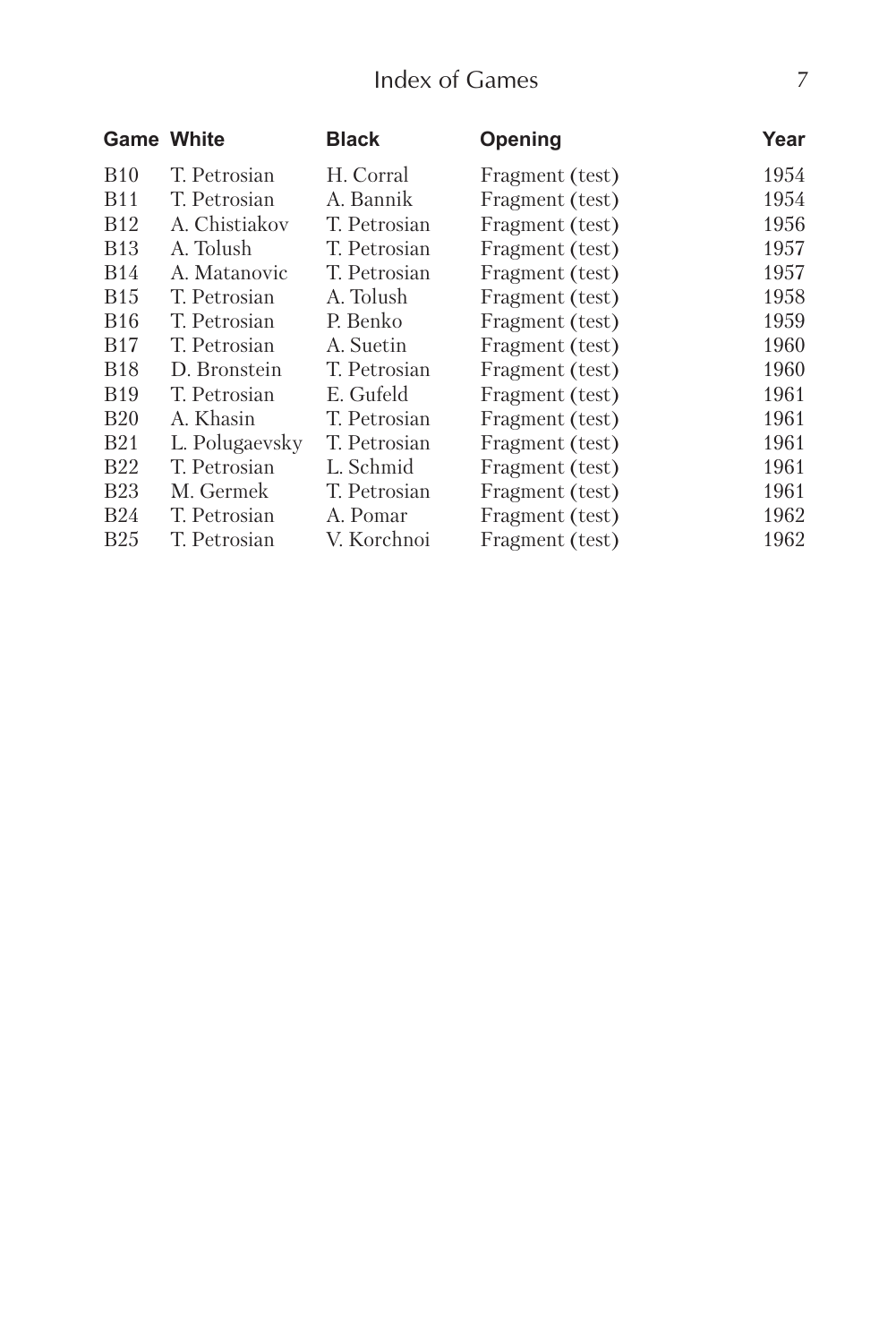| Game | White | Black | Opening | Year |
|---|---|---|---|---|
| B10 | T. Petrosian | H. Corral | Fragment (test) | 1954 |
| B11 | T. Petrosian | A. Bannik | Fragment (test) | 1954 |
| B12 | A. Chistiakov | T. Petrosian | Fragment (test) | 1956 |
| B13 | A. Tolush | T. Petrosian | Fragment (test) | 1957 |
| B14 | A. Matanovic | T. Petrosian | Fragment (test) | 1957 |
| B15 | T. Petrosian | A. Tolush | Fragment (test) | 1958 |
| B16 | T. Petrosian | P. Benko | Fragment (test) | 1959 |
| B17 | T. Petrosian | A. Suetin | Fragment (test) | 1960 |
| B18 | D. Bronstein | T. Petrosian | Fragment (test) | 1960 |
| B19 | T. Petrosian | E. Gufeld | Fragment (test) | 1961 |
| B20 | A. Khasin | T. Petrosian | Fragment (test) | 1961 |
| B21 | L. Polugaevsky | T. Petrosian | Fragment (test) | 1961 |
| B22 | T. Petrosian | L. Schmid | Fragment (test) | 1961 |
| B23 | M. Germek | T. Petrosian | Fragment (test) | 1961 |
| B24 | T. Petrosian | A. Pomar | Fragment (test) | 1962 |
| B25 | T. Petrosian | V. Korchnoi | Fragment (test) | 1962 |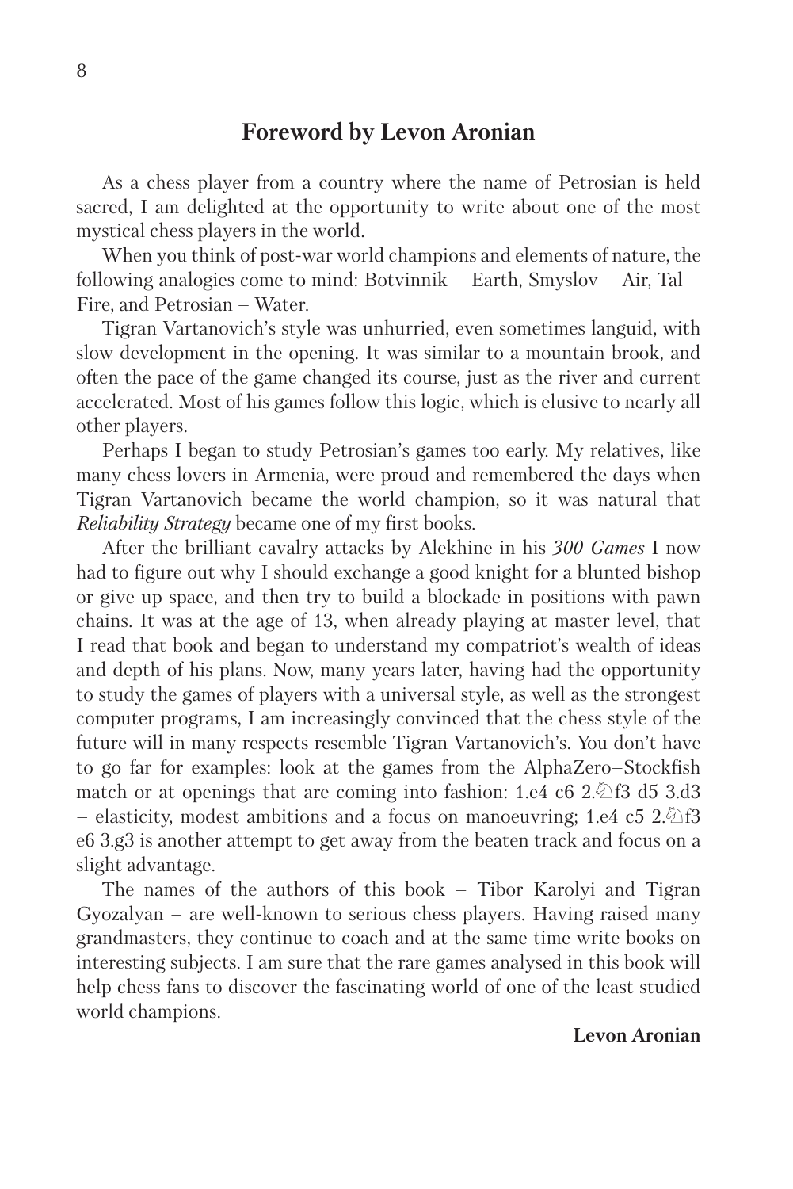## Foreword by Levon Aronian

As a chess player from a country where the name of Petrosian is held sacred, I am delighted at the opportunity to write about one of the most mystical chess players in the world.

When you think of post-war world champions and elements of nature, the following analogies come to mind: Botvinnik – Earth, Smyslov – Air, Tal – Fire, and Petrosian – Water.

Tigran Vartanovich's style was unhurried, even sometimes languid, with slow development in the opening. It was similar to a mountain brook, and often the pace of the game changed its course, just as the river and current accelerated. Most of his games follow this logic, which is elusive to nearly all other players.

Perhaps I began to study Petrosian's games too early. My relatives, like many chess lovers in Armenia, were proud and remembered the days when Tigran Vartanovich became the world champion, so it was natural that *Reliability Strategy* became one of my first books.

After the brilliant cavalry attacks by Alekhine in his *300 Games* I now had to figure out why I should exchange a good knight for a blunted bishop or give up space, and then try to build a blockade in positions with pawn chains. It was at the age of 13, when already playing at master level, that I read that book and began to understand my compatriot's wealth of ideas and depth of his plans. Now, many years later, having had the opportunity to study the games of players with a universal style, as well as the strongest computer programs, I am increasingly convinced that the chess style of the future will in many respects resemble Tigran Vartanovich's. You don't have to go far for examples: look at the games from the AlphaZero–Stockfish match or at openings that are coming into fashion: 1.e4 c6 2.♘f3 d5 3.d3 – elasticity, modest ambitions and a focus on manoeuvring; 1.e4 c5 2.♘f3 e6 3.g3 is another attempt to get away from the beaten track and focus on a slight advantage.

The names of the authors of this book – Tibor Karolyi and Tigran Gyozalyan – are well-known to serious chess players. Having raised many grandmasters, they continue to coach and at the same time write books on interesting subjects. I am sure that the rare games analysed in this book will help chess fans to discover the fascinating world of one of the least studied world champions.

**Levon Aronian**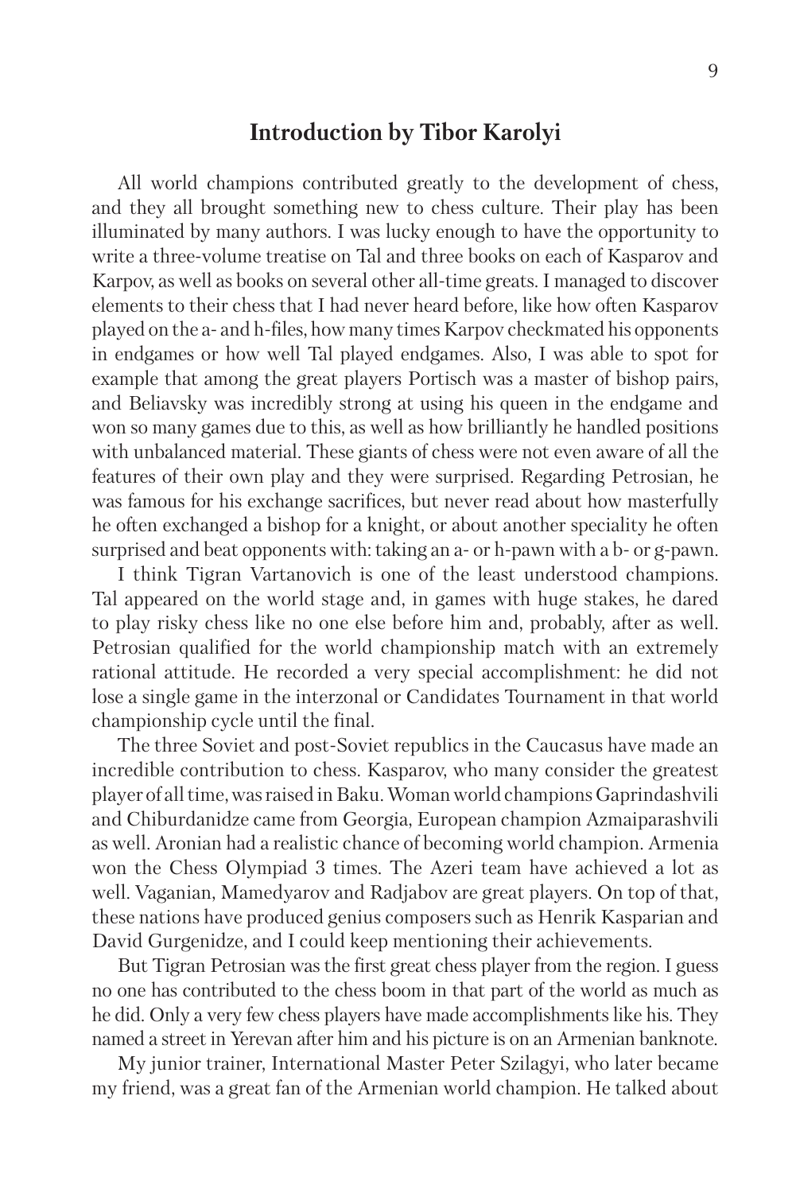## Introduction by Tibor Karolyi

All world champions contributed greatly to the development of chess, and they all brought something new to chess culture. Their play has been illuminated by many authors. I was lucky enough to have the opportunity to write a three-volume treatise on Tal and three books on each of Kasparov and Karpov, as well as books on several other all-time greats. I managed to discover elements to their chess that I had never heard before, like how often Kasparov played on the a- and h-files, how many times Karpov checkmated his opponents in endgames or how well Tal played endgames. Also, I was able to spot for example that among the great players Portisch was a master of bishop pairs, and Beliavsky was incredibly strong at using his queen in the endgame and won so many games due to this, as well as how brilliantly he handled positions with unbalanced material. These giants of chess were not even aware of all the features of their own play and they were surprised. Regarding Petrosian, he was famous for his exchange sacrifices, but never read about how masterfully he often exchanged a bishop for a knight, or about another speciality he often surprised and beat opponents with: taking an a- or h-pawn with a b- or g-pawn.

I think Tigran Vartanovich is one of the least understood champions. Tal appeared on the world stage and, in games with huge stakes, he dared to play risky chess like no one else before him and, probably, after as well. Petrosian qualified for the world championship match with an extremely rational attitude. He recorded a very special accomplishment: he did not lose a single game in the interzonal or Candidates Tournament in that world championship cycle until the final.

The three Soviet and post-Soviet republics in the Caucasus have made an incredible contribution to chess. Kasparov, who many consider the greatest player of all time, was raised in Baku. Woman world champions Gaprindashvili and Chiburdanidze came from Georgia, European champion Azmaiparashvili as well. Aronian had a realistic chance of becoming world champion. Armenia won the Chess Olympiad 3 times. The Azeri team have achieved a lot as well. Vaganian, Mamedyarov and Radjabov are great players. On top of that, these nations have produced genius composers such as Henrik Kasparian and David Gurgenidze, and I could keep mentioning their achievements.

But Tigran Petrosian was the first great chess player from the region. I guess no one has contributed to the chess boom in that part of the world as much as he did. Only a very few chess players have made accomplishments like his. They named a street in Yerevan after him and his picture is on an Armenian banknote.

My junior trainer, International Master Peter Szilagyi, who later became my friend, was a great fan of the Armenian world champion. He talked about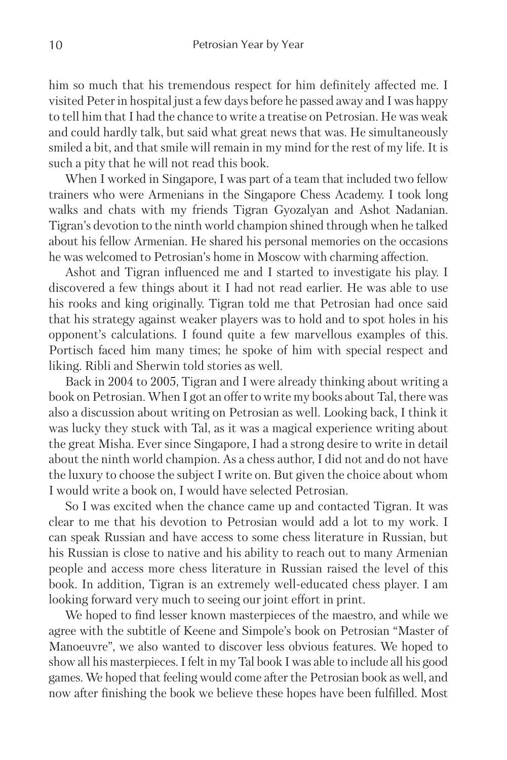him so much that his tremendous respect for him definitely affected me. I visited Peter in hospital just a few days before he passed away and I was happy to tell him that I had the chance to write a treatise on Petrosian. He was weak and could hardly talk, but said what great news that was. He simultaneously smiled a bit, and that smile will remain in my mind for the rest of my life. It is such a pity that he will not read this book.

When I worked in Singapore, I was part of a team that included two fellow trainers who were Armenians in the Singapore Chess Academy. I took long walks and chats with my friends Tigran Gyozalyan and Ashot Nadanian. Tigran's devotion to the ninth world champion shined through when he talked about his fellow Armenian. He shared his personal memories on the occasions he was welcomed to Petrosian's home in Moscow with charming affection.

Ashot and Tigran influenced me and I started to investigate his play. I discovered a few things about it I had not read earlier. He was able to use his rooks and king originally. Tigran told me that Petrosian had once said that his strategy against weaker players was to hold and to spot holes in his opponent's calculations. I found quite a few marvellous examples of this. Portisch faced him many times; he spoke of him with special respect and liking. Ribli and Sherwin told stories as well.

Back in 2004 to 2005, Tigran and I were already thinking about writing a book on Petrosian. When I got an offer to write my books about Tal, there was also a discussion about writing on Petrosian as well. Looking back, I think it was lucky they stuck with Tal, as it was a magical experience writing about the great Misha. Ever since Singapore, I had a strong desire to write in detail about the ninth world champion. As a chess author, I did not and do not have the luxury to choose the subject I write on. But given the choice about whom I would write a book on, I would have selected Petrosian.

So I was excited when the chance came up and contacted Tigran. It was clear to me that his devotion to Petrosian would add a lot to my work. I can speak Russian and have access to some chess literature in Russian, but his Russian is close to native and his ability to reach out to many Armenian people and access more chess literature in Russian raised the level of this book. In addition, Tigran is an extremely well-educated chess player. I am looking forward very much to seeing our joint effort in print.

We hoped to find lesser known masterpieces of the maestro, and while we agree with the subtitle of Keene and Simpole's book on Petrosian "Master of Manoeuvre", we also wanted to discover less obvious features. We hoped to show all his masterpieces. I felt in my Tal book I was able to include all his good games. We hoped that feeling would come after the Petrosian book as well, and now after finishing the book we believe these hopes have been fulfilled. Most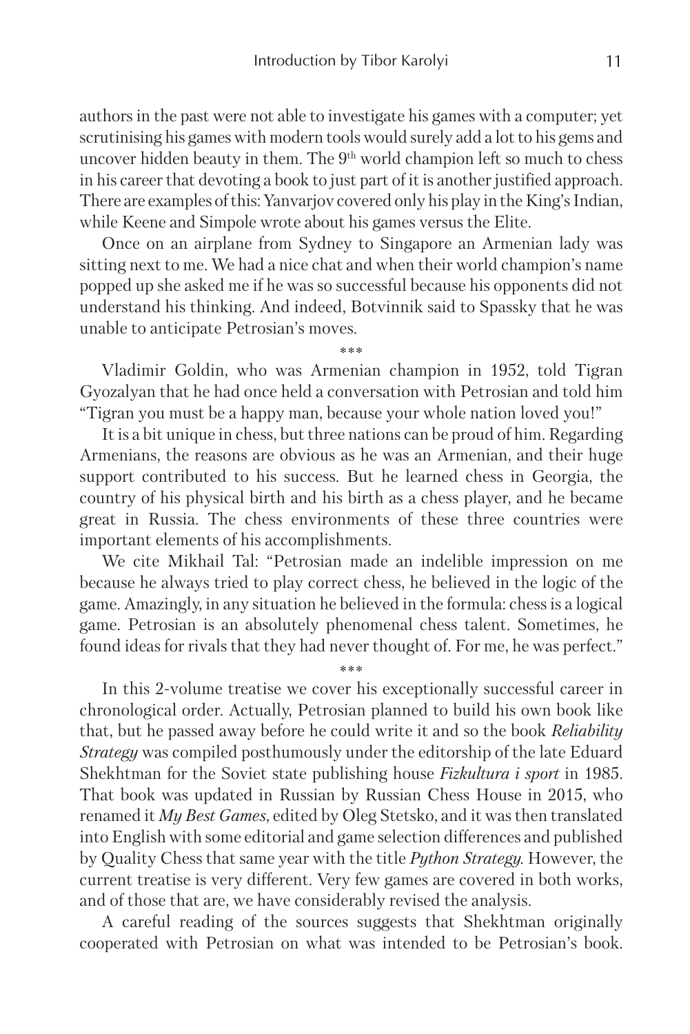authors in the past were not able to investigate his games with a computer; yet scrutinising his games with modern tools would surely add a lot to his gems and uncover hidden beauty in them. The 9th world champion left so much to chess in his career that devoting a book to just part of it is another justified approach. There are examples of this: Yanvarjov covered only his play in the King's Indian, while Keene and Simpole wrote about his games versus the Elite.

Once on an airplane from Sydney to Singapore an Armenian lady was sitting next to me. We had a nice chat and when their world champion's name popped up she asked me if he was so successful because his opponents did not understand his thinking. And indeed, Botvinnik said to Spassky that he was unable to anticipate Petrosian's moves.

\*\*\*

Vladimir Goldin, who was Armenian champion in 1952, told Tigran Gyozalyan that he had once held a conversation with Petrosian and told him "Tigran you must be a happy man, because your whole nation loved you!"

It is a bit unique in chess, but three nations can be proud of him. Regarding Armenians, the reasons are obvious as he was an Armenian, and their huge support contributed to his success. But he learned chess in Georgia, the country of his physical birth and his birth as a chess player, and he became great in Russia. The chess environments of these three countries were important elements of his accomplishments.

We cite Mikhail Tal: "Petrosian made an indelible impression on me because he always tried to play correct chess, he believed in the logic of the game. Amazingly, in any situation he believed in the formula: chess is a logical game. Petrosian is an absolutely phenomenal chess talent. Sometimes, he found ideas for rivals that they had never thought of. For me, he was perfect."

\*\*\*

In this 2-volume treatise we cover his exceptionally successful career in chronological order. Actually, Petrosian planned to build his own book like that, but he passed away before he could write it and so the book *Reliability Strategy* was compiled posthumously under the editorship of the late Eduard Shekhtman for the Soviet state publishing house *Fizkultura i sport* in 1985. That book was updated in Russian by Russian Chess House in 2015, who renamed it *My Best Games*, edited by Oleg Stetsko, and it was then translated into English with some editorial and game selection differences and published by Quality Chess that same year with the title *Python Strategy*. However, the current treatise is very different. Very few games are covered in both works, and of those that are, we have considerably revised the analysis.

A careful reading of the sources suggests that Shekhtman originally cooperated with Petrosian on what was intended to be Petrosian's book.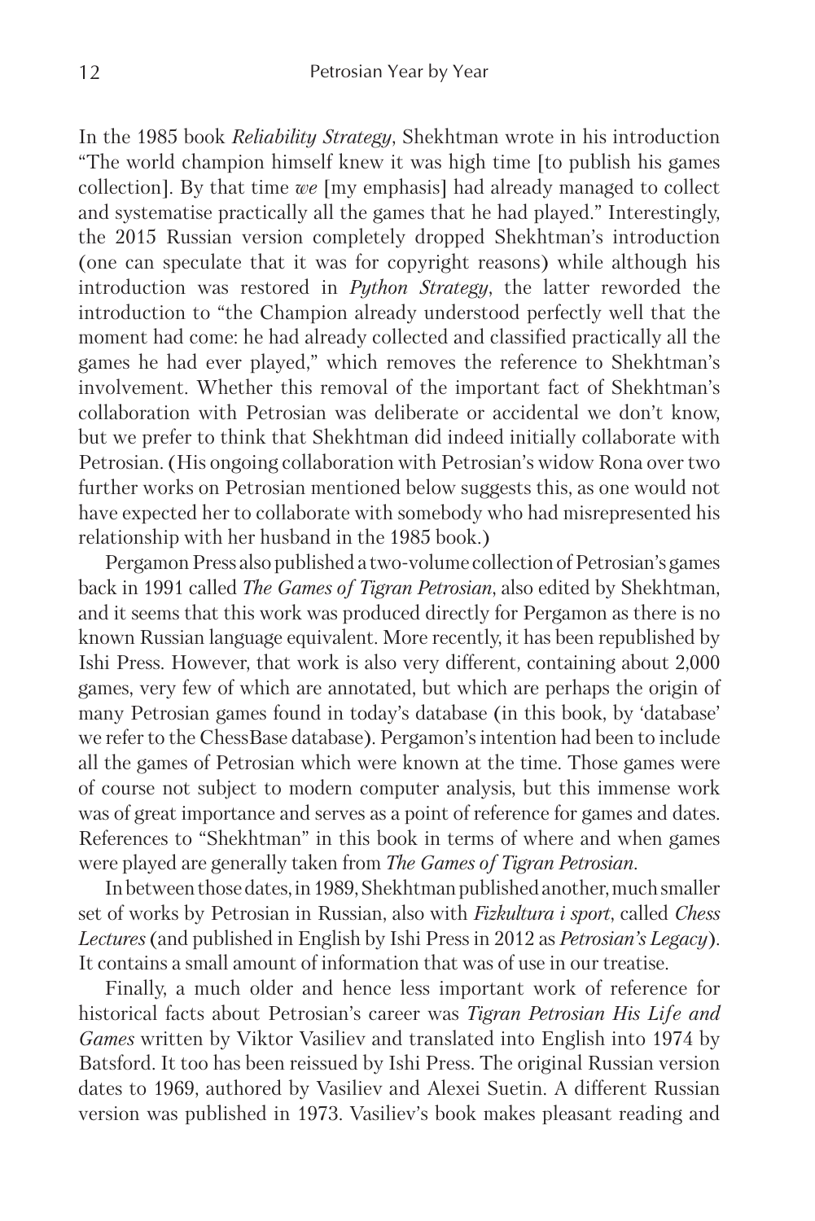In the 1985 book *Reliability Strategy*, Shekhtman wrote in his introduction "The world champion himself knew it was high time [to publish his games collection]. By that time *we* [my emphasis] had already managed to collect and systematise practically all the games that he had played." Interestingly, the 2015 Russian version completely dropped Shekhtman's introduction (one can speculate that it was for copyright reasons) while although his introduction was restored in *Python Strategy*, the latter reworded the introduction to "the Champion already understood perfectly well that the moment had come: he had already collected and classified practically all the games he had ever played," which removes the reference to Shekhtman's involvement. Whether this removal of the important fact of Shekhtman's collaboration with Petrosian was deliberate or accidental we don't know, but we prefer to think that Shekhtman did indeed initially collaborate with Petrosian. (His ongoing collaboration with Petrosian's widow Rona over two further works on Petrosian mentioned below suggests this, as one would not have expected her to collaborate with somebody who had misrepresented his relationship with her husband in the 1985 book.)

Pergamon Press also published a two-volume collection of Petrosian's games back in 1991 called *The Games of Tigran Petrosian*, also edited by Shekhtman, and it seems that this work was produced directly for Pergamon as there is no known Russian language equivalent. More recently, it has been republished by Ishi Press. However, that work is also very different, containing about 2,000 games, very few of which are annotated, but which are perhaps the origin of many Petrosian games found in today's database (in this book, by 'database' we refer to the ChessBase database). Pergamon's intention had been to include all the games of Petrosian which were known at the time. Those games were of course not subject to modern computer analysis, but this immense work was of great importance and serves as a point of reference for games and dates. References to "Shekhtman" in this book in terms of where and when games were played are generally taken from *The Games of Tigran Petrosian*.

In between those dates, in 1989, Shekhtman published another, much smaller set of works by Petrosian in Russian, also with *Fizkultura i sport*, called *Chess Lectures* (and published in English by Ishi Press in 2012 as *Petrosian's Legacy*). It contains a small amount of information that was of use in our treatise.

Finally, a much older and hence less important work of reference for historical facts about Petrosian's career was *Tigran Petrosian His Life and Games* written by Viktor Vasiliev and translated into English into 1974 by Batsford. It too has been reissued by Ishi Press. The original Russian version dates to 1969, authored by Vasiliev and Alexei Suetin. A different Russian version was published in 1973. Vasiliev's book makes pleasant reading and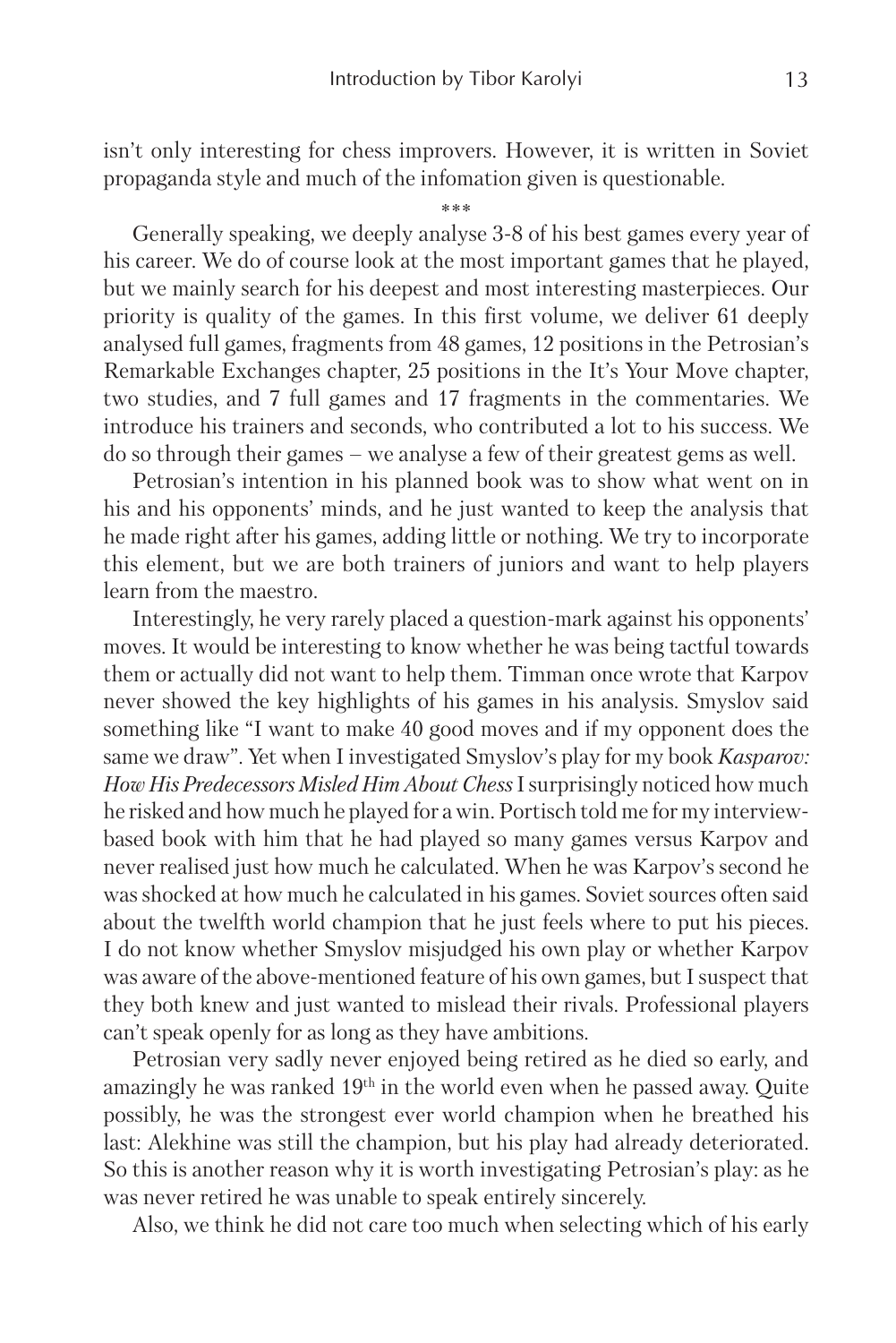isn't only interesting for chess improvers. However, it is written in Soviet propaganda style and much of the infomation given is questionable.

\*\*\*

Generally speaking, we deeply analyse 3-8 of his best games every year of his career. We do of course look at the most important games that he played, but we mainly search for his deepest and most interesting masterpieces. Our priority is quality of the games. In this first volume, we deliver 61 deeply analysed full games, fragments from 48 games, 12 positions in the Petrosian's Remarkable Exchanges chapter, 25 positions in the It's Your Move chapter, two studies, and 7 full games and 17 fragments in the commentaries. We introduce his trainers and seconds, who contributed a lot to his success. We do so through their games – we analyse a few of their greatest gems as well.

Petrosian's intention in his planned book was to show what went on in his and his opponents' minds, and he just wanted to keep the analysis that he made right after his games, adding little or nothing. We try to incorporate this element, but we are both trainers of juniors and want to help players learn from the maestro.

Interestingly, he very rarely placed a question-mark against his opponents' moves. It would be interesting to know whether he was being tactful towards them or actually did not want to help them. Timman once wrote that Karpov never showed the key highlights of his games in his analysis. Smyslov said something like "I want to make 40 good moves and if my opponent does the same we draw". Yet when I investigated Smyslov's play for my book *Kasparov: How His Predecessors Misled Him About Chess* I surprisingly noticed how much he risked and how much he played for a win. Portisch told me for my interview-based book with him that he had played so many games versus Karpov and never realised just how much he calculated. When he was Karpov's second he was shocked at how much he calculated in his games. Soviet sources often said about the twelfth world champion that he just feels where to put his pieces. I do not know whether Smyslov misjudged his own play or whether Karpov was aware of the above-mentioned feature of his own games, but I suspect that they both knew and just wanted to mislead their rivals. Professional players can't speak openly for as long as they have ambitions.

Petrosian very sadly never enjoyed being retired as he died so early, and amazingly he was ranked 19th in the world even when he passed away. Quite possibly, he was the strongest ever world champion when he breathed his last: Alekhine was still the champion, but his play had already deteriorated. So this is another reason why it is worth investigating Petrosian's play: as he was never retired he was unable to speak entirely sincerely.

Also, we think he did not care too much when selecting which of his early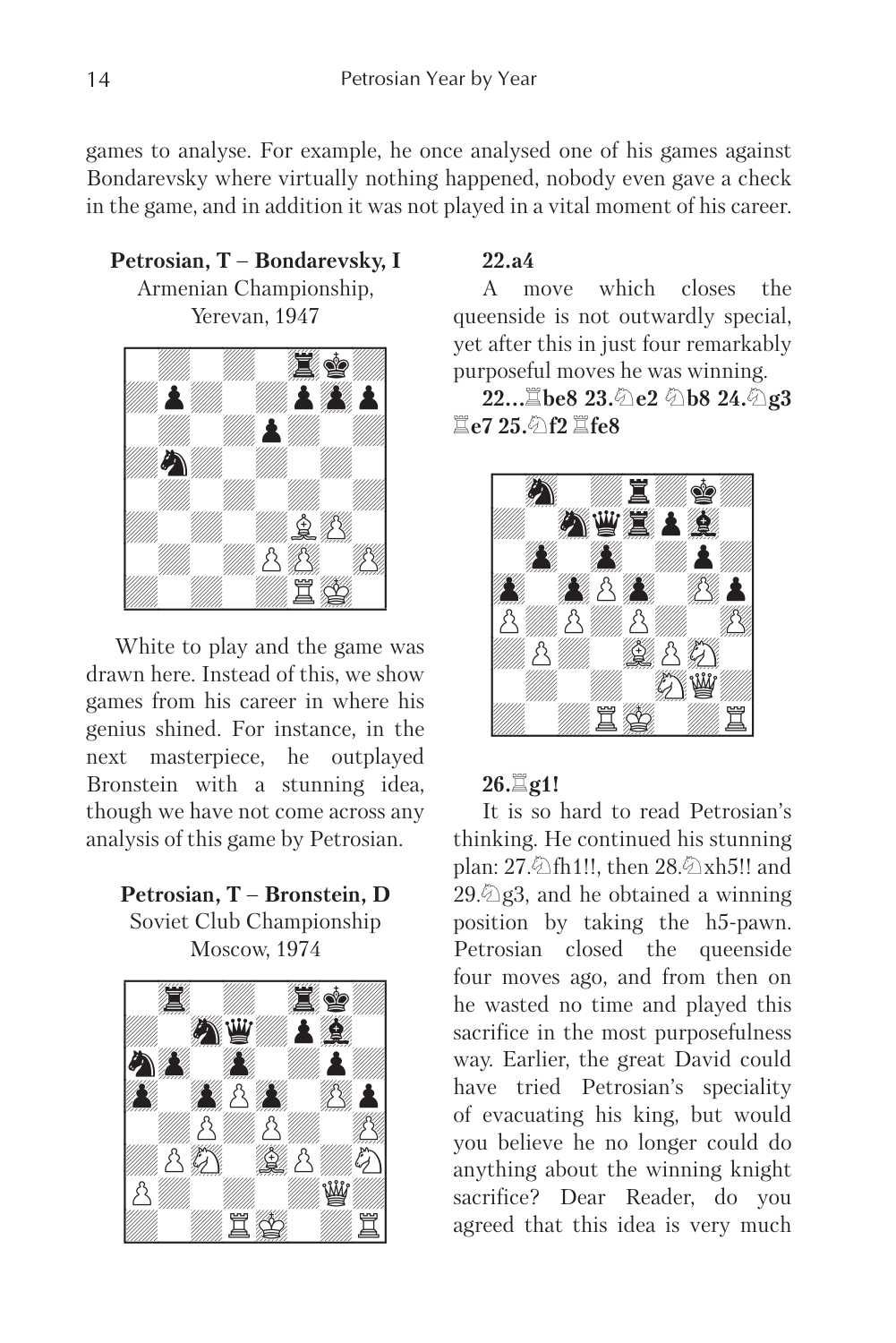games to analyse. For example, he once analysed one of his games against Bondarevsky where virtually nothing happened, nobody even gave a check in the game, and in addition it was not played in a vital moment of his career.

**Petrosian, T – Bondarevsky, I**
Armenian Championship,
Yerevan, 1947

White to play and the game was drawn here. Instead of this, we show games from his career in where his genius shined. For instance, in the next masterpiece, he outplayed Bronstein with a stunning idea, though we have not come across any analysis of this game by Petrosian.

**Petrosian, T – Bronstein, D**
Soviet Club Championship
Moscow, 1974

**22.a4**

A move which closes the queenside is not outwardly special, yet after this in just four remarkably purposeful moves he was winning.

**22...♖be8 23.♘e2 ♘b8 24.♘g3 ♖e7 25.♘f2 ♖fe8**

**26.♖g1!**

It is so hard to read Petrosian's thinking. He continued his stunning plan: 27.♘fh1!!, then 28.♘xh5!! and 29.♘g3, and he obtained a winning position by taking the h5-pawn. Petrosian closed the queenside four moves ago, and from then on he wasted no time and played this sacrifice in the most purposefulness way. Earlier, the great David could have tried Petrosian's speciality of evacuating his king, but would you believe he no longer could do anything about the winning knight sacrifice? Dear Reader, do you agreed that this idea is very much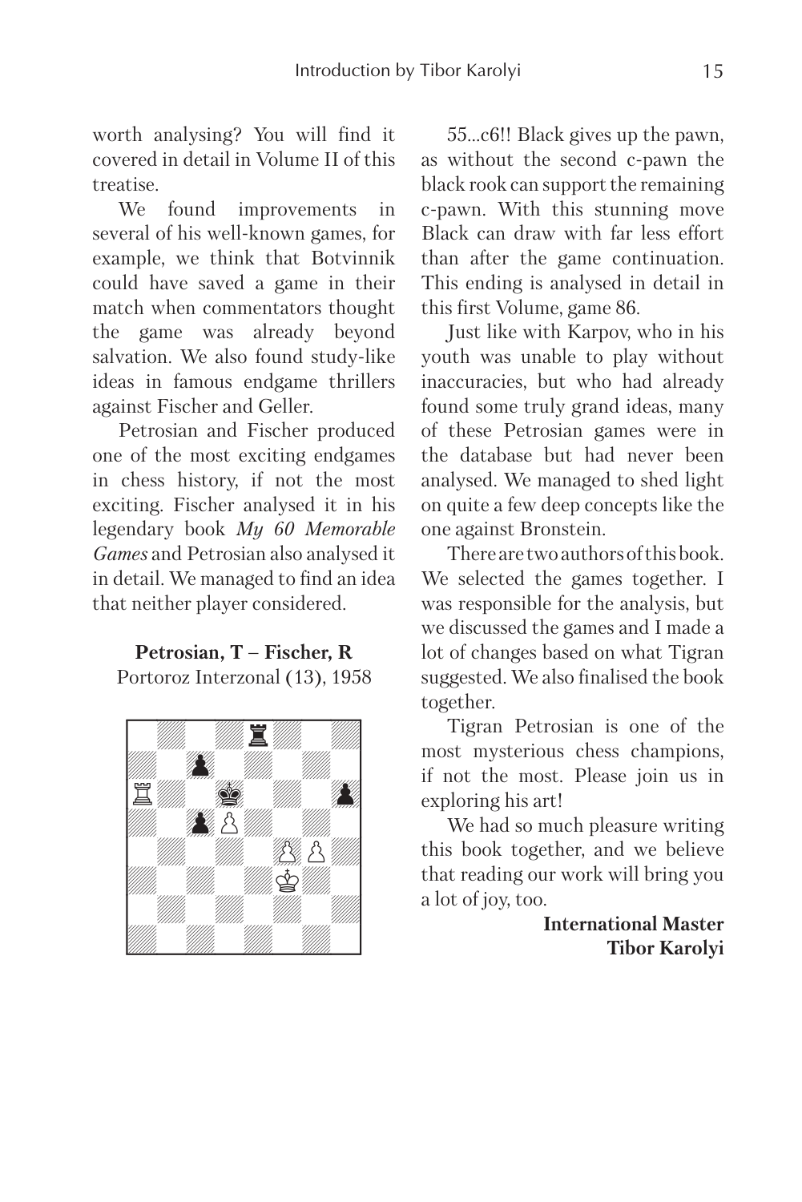worth analysing? You will find it covered in detail in Volume II of this treatise.

We found improvements in several of his well-known games, for example, we think that Botvinnik could have saved a game in their match when commentators thought the game was already beyond salvation. We also found study-like ideas in famous endgame thrillers against Fischer and Geller.

Petrosian and Fischer produced one of the most exciting endgames in chess history, if not the most exciting. Fischer analysed it in his legendary book *My 60 Memorable Games* and Petrosian also analysed it in detail. We managed to find an idea that neither player considered.

**Petrosian, T – Fischer, R**
Portoroz Interzonal (13), 1958

55...c6!! Black gives up the pawn, as without the second c-pawn the black rook can support the remaining c-pawn. With this stunning move Black can draw with far less effort than after the game continuation. This ending is analysed in detail in this first Volume, game 86.

Just like with Karpov, who in his youth was unable to play without inaccuracies, but who had already found some truly grand ideas, many of these Petrosian games were in the database but had never been analysed. We managed to shed light on quite a few deep concepts like the one against Bronstein.

There are two authors of this book. We selected the games together. I was responsible for the analysis, but we discussed the games and I made a lot of changes based on what Tigran suggested. We also finalised the book together.

Tigran Petrosian is one of the most mysterious chess champions, if not the most. Please join us in exploring his art!

We had so much pleasure writing this book together, and we believe that reading our work will bring you a lot of joy, too.

**International Master**
**Tibor Karolyi**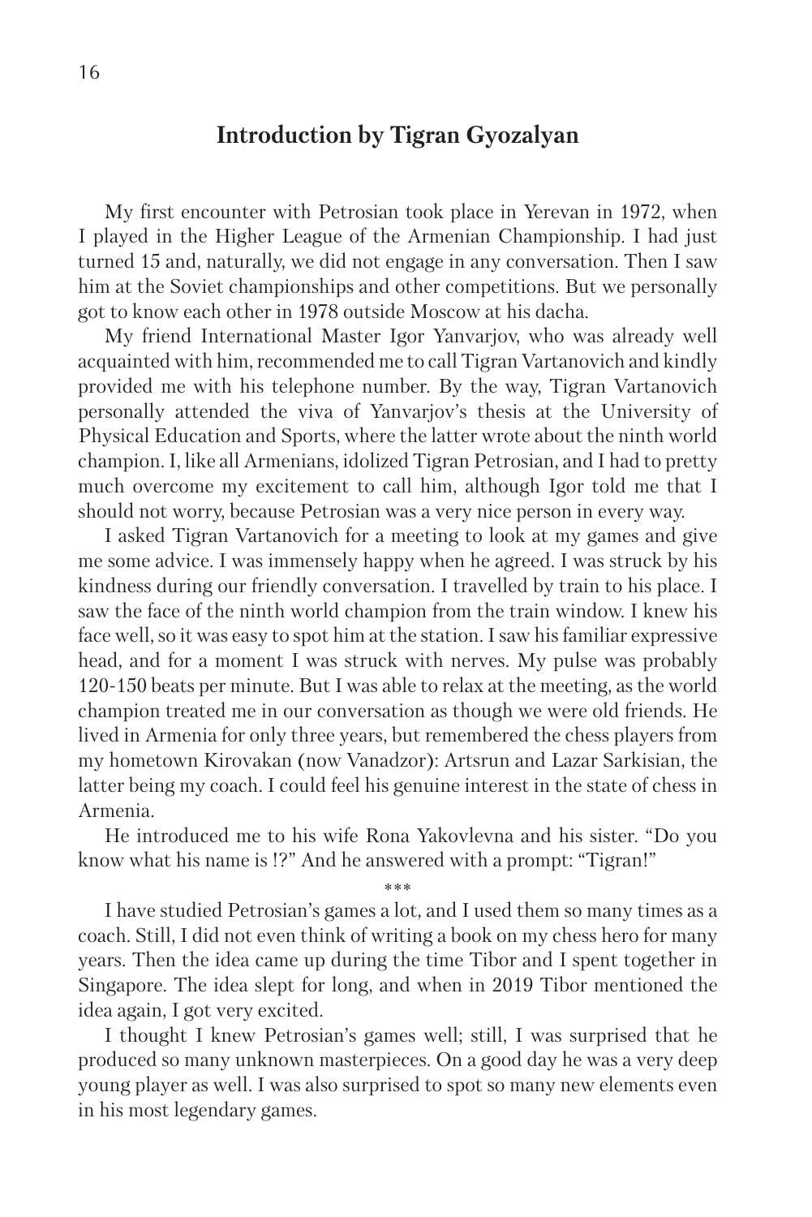## Introduction by Tigran Gyozalyan

My first encounter with Petrosian took place in Yerevan in 1972, when I played in the Higher League of the Armenian Championship. I had just turned 15 and, naturally, we did not engage in any conversation. Then I saw him at the Soviet championships and other competitions. But we personally got to know each other in 1978 outside Moscow at his dacha.

My friend International Master Igor Yanvarjov, who was already well acquainted with him, recommended me to call Tigran Vartanovich and kindly provided me with his telephone number. By the way, Tigran Vartanovich personally attended the viva of Yanvarjov's thesis at the University of Physical Education and Sports, where the latter wrote about the ninth world champion. I, like all Armenians, idolized Tigran Petrosian, and I had to pretty much overcome my excitement to call him, although Igor told me that I should not worry, because Petrosian was a very nice person in every way.

I asked Tigran Vartanovich for a meeting to look at my games and give me some advice. I was immensely happy when he agreed. I was struck by his kindness during our friendly conversation. I travelled by train to his place. I saw the face of the ninth world champion from the train window. I knew his face well, so it was easy to spot him at the station. I saw his familiar expressive head, and for a moment I was struck with nerves. My pulse was probably 120-150 beats per minute. But I was able to relax at the meeting, as the world champion treated me in our conversation as though we were old friends. He lived in Armenia for only three years, but remembered the chess players from my hometown Kirovakan (now Vanadzor): Artsrun and Lazar Sarkisian, the latter being my coach. I could feel his genuine interest in the state of chess in Armenia.

He introduced me to his wife Rona Yakovlevna and his sister. "Do you know what his name is !?" And he answered with a prompt: "Tigran!"

\*\*\*

I have studied Petrosian's games a lot, and I used them so many times as a coach. Still, I did not even think of writing a book on my chess hero for many years. Then the idea came up during the time Tibor and I spent together in Singapore. The idea slept for long, and when in 2019 Tibor mentioned the idea again, I got very excited.

I thought I knew Petrosian's games well; still, I was surprised that he produced so many unknown masterpieces. On a good day he was a very deep young player as well. I was also surprised to spot so many new elements even in his most legendary games.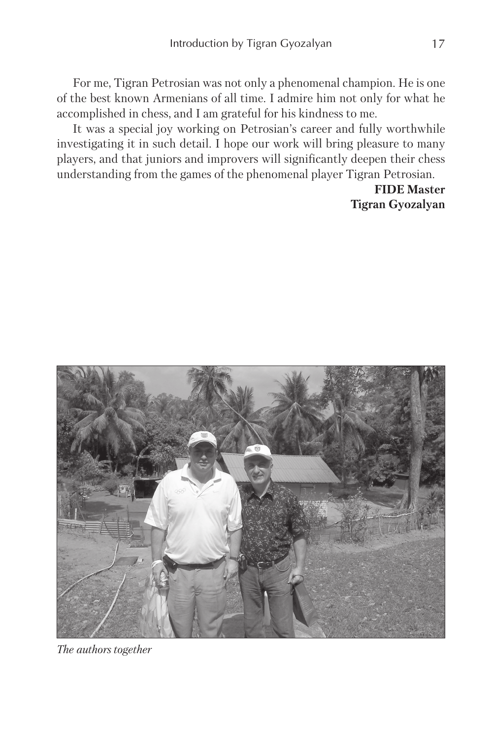For me, Tigran Petrosian was not only a phenomenal champion. He is one of the best known Armenians of all time. I admire him not only for what he accomplished in chess, and I am grateful for his kindness to me.

It was a special joy working on Petrosian's career and fully worthwhile investigating it in such detail. I hope our work will bring pleasure to many players, and that juniors and improvers will significantly deepen their chess understanding from the games of the phenomenal player Tigran Petrosian.

**FIDE Master**
**Tigran Gyozalyan**

*The authors together*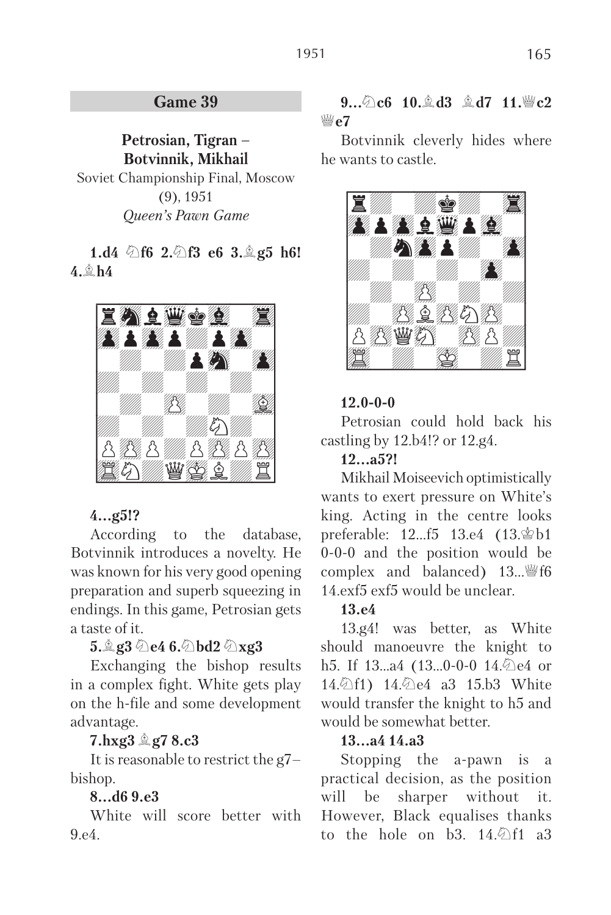## Game 39

**Petrosian, Tigran – Botvinnik, Mikhail**
Soviet Championship Final, Moscow (9), 1951
*Queen's Pawn Game*

**1.d4 ♘f6 2.♘f3 e6 3.♗g5 h6! 4.♗h4**

**4...g5!?**

According to the database, Botvinnik introduces a novelty. He was known for his very good opening preparation and superb squeezing in endings. In this game, Petrosian gets a taste of it.

**5.♗g3 ♘e4 6.♘bd2 ♘xg3**

Exchanging the bishop results in a complex fight. White gets play on the h-file and some development advantage.

**7.hxg3 ♗g7 8.c3**

It is reasonable to restrict the g7–bishop.

**8...d6 9.e3**

White will score better with 9.e4.

**9...♘c6 10.♗d3 ♗d7 11.♕c2 ♕e7**

Botvinnik cleverly hides where he wants to castle.

**12.0-0-0**

Petrosian could hold back his castling by 12.b4!? or 12.g4.

**12...a5?!**

Mikhail Moiseevich optimistically wants to exert pressure on White's king. Acting in the centre looks preferable: 12...f5 13.e4 (13.♔b1 0-0-0 and the position would be complex and balanced) 13...♕f6 14.exf5 exf5 would be unclear.

**13.e4**

13.g4! was better, as White should manoeuvre the knight to h5. If 13...a4 (13...0-0-0 14.♘e4 or 14.♘f1) 14.♘e4 a3 15.b3 White would transfer the knight to h5 and would be somewhat better.

**13...a4 14.a3**

Stopping the a-pawn is a practical decision, as the position will be sharper without it. However, Black equalises thanks to the hole on b3. 14.♘f1 a3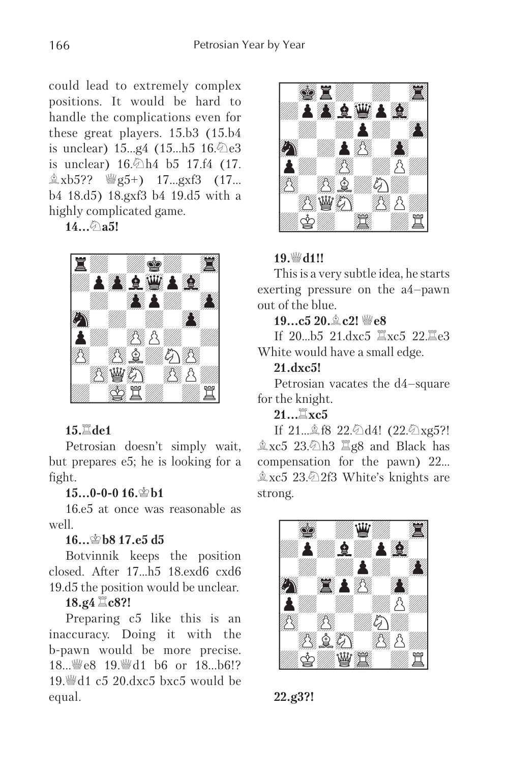could lead to extremely complex positions. It would be hard to handle the complications even for these great players. 15.b3 (15.b4 is unclear) 15...g4 (15...h5 16.♘e3 is unclear) 16.♘h4 b5 17.f4 (17.♗xb5?? ♕g5+) 17...gxf3 (17...b4 18.d5) 18.gxf3 b4 19.d5 with a highly complicated game.

**14...♘a5!**

**15.♖de1**

Petrosian doesn't simply wait, but prepares e5; he is looking for a fight.

**15...0-0-0 16.♔b1**

16.e5 at once was reasonable as well.

**16...♔b8 17.e5 d5**

Botvinnik keeps the position closed. After 17...h5 18.exd6 cxd6 19.d5 the position would be unclear.

**18.g4 ♖c8?!**

Preparing c5 like this is an inaccuracy. Doing it with the b-pawn would be more precise. 18...♕e8 19.♕d1 b6 or 18...b6!? 19.♕d1 c5 20.dxc5 bxc5 would be equal.

**19.♕d1!!**

This is a very subtle idea, he starts exerting pressure on the a4–pawn out of the blue.

**19...c5 20.♗c2! ♕e8**

If 20...b5 21.dxc5 ♖xc5 22.♖e3 White would have a small edge.

**21.dxc5!**

Petrosian vacates the d4–square for the knight.

**21...♖xc5**

If 21...♗f8 22.♘d4! (22.♘xg5?! ♗xc5 23.♘h3 ♖g8 and Black has compensation for the pawn) 22...♗xc5 23.♘2f3 White's knights are strong.

**22.g3?!**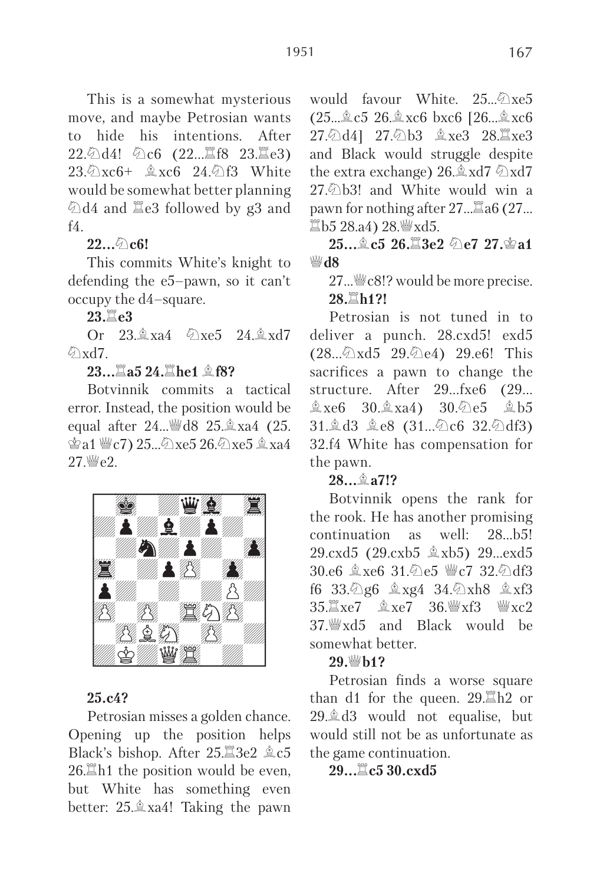This is a somewhat mysterious move, and maybe Petrosian wants to hide his intentions. After 22.♘d4! ♘c6 (22...♖f8 23.♖e3) 23.♘xc6+ ♗xc6 24.♘f3 White would be somewhat better planning ♘d4 and ♖e3 followed by g3 and f4.

**22...♘c6!**

This commits White's knight to defending the e5–pawn, so it can't occupy the d4–square.

**23.♖e3**

Or 23.♗xa4 ♘xe5 24.♗xd7 ♘xd7.

**23...♖a5 24.♖he1 ♗f8?**

Botvinnik commits a tactical error. Instead, the position would be equal after 24...♕d8 25.♗xa4 (25.♔a1 ♕c7) 25...♘xe5 26.♘xe5 ♗xa4 27.♕e2.

**25.c4?**

Petrosian misses a golden chance. Opening up the position helps Black's bishop. After 25.♖3e2 ♗c5 26.♖h1 the position would be even, but White has something even better: 25.♗xa4! Taking the pawn would favour White. 25...♘xe5 (25...♗c5 26.♗xc6 bxc6 [26...♗xc6 27.♘d4] 27.♘b3 ♗xe3 28.♖xe3 and Black would struggle despite the extra exchange) 26.♗xd7 ♘xd7 27.♘b3! and White would win a pawn for nothing after 27...♖a6 (27...♖b5 28.a4) 28.♕xd5.

**25...♗c5 26.♖3e2 ♘e7 27.♔a1 ♕d8**

27...♕c8!? would be more precise.

**28.♖h1?!**

Petrosian is not tuned in to deliver a punch. 28.cxd5! exd5 (28...♘xd5 29.♘e4) 29.e6! This sacrifices a pawn to change the structure. After 29...fxe6 (29...♗xe6 30.♗xa4) 30.♘e5 ♗b5 31.♗d3 ♗e8 (31...♘c6 32.♘df3) 32.f4 White has compensation for the pawn.

**28...♗a7!?**

Botvinnik opens the rank for the rook. He has another promising continuation as well: 28...b5! 29.cxd5 (29.cxb5 ♗xb5) 29...exd5 30.e6 ♗xe6 31.♘e5 ♕c7 32.♘df3 f6 33.♘g6 ♗xg4 34.♘xh8 ♗xf3 35.♖xe7 ♗xe7 36.♕xf3 ♕xc2 37.♕xd5 and Black would be somewhat better.

**29.♕b1?**

Petrosian finds a worse square than d1 for the queen. 29.♖h2 or 29.♗d3 would not equalise, but would still not be as unfortunate as the game continuation.

**29...♖c5 30.cxd5**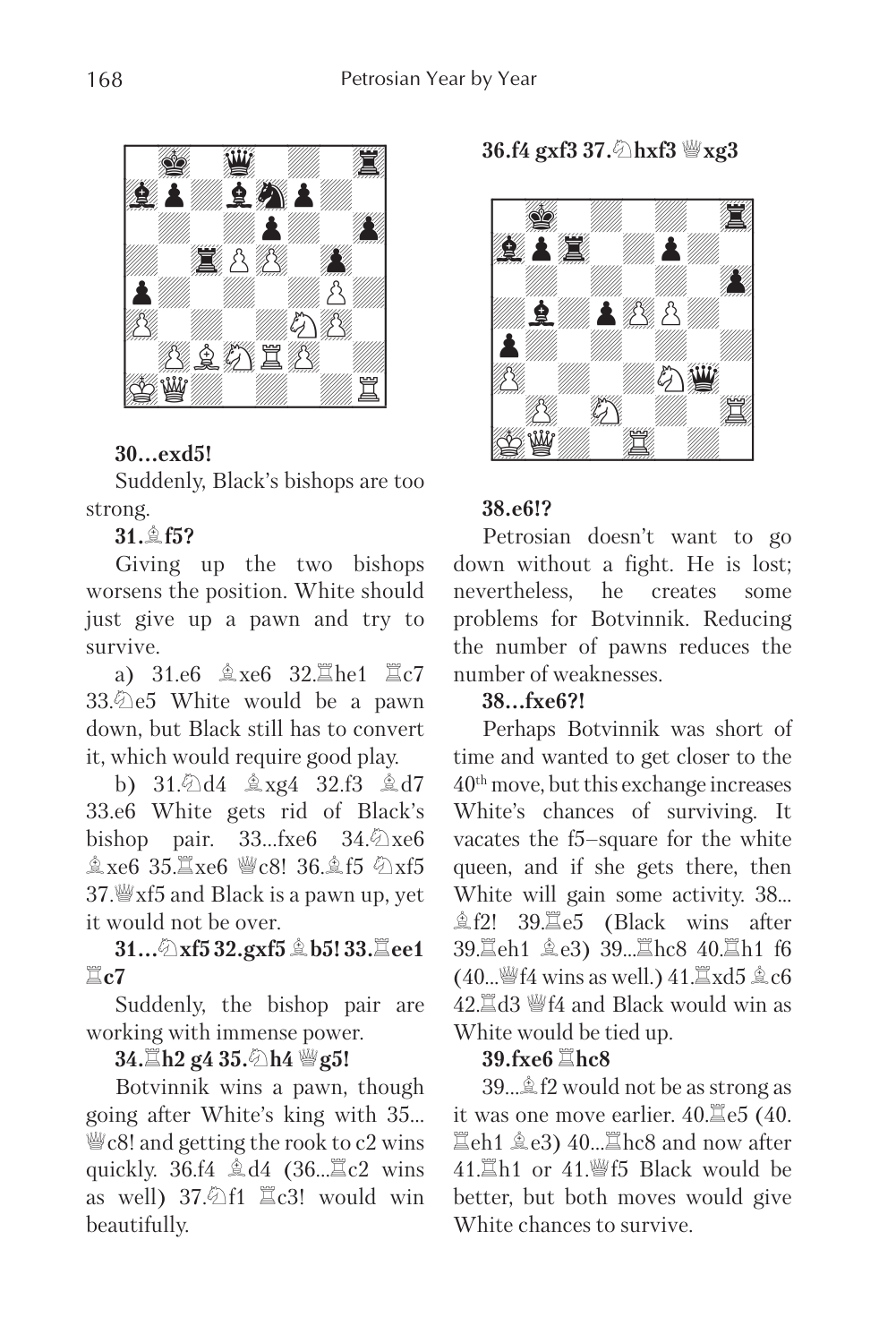**30...exd5!**

Suddenly, Black's bishops are too strong.

**31.♗f5?**

Giving up the two bishops worsens the position. White should just give up a pawn and try to survive.

a) 31.e6 ♗xe6 32.♖he1 ♖c7 33.♘e5 White would be a pawn down, but Black still has to convert it, which would require good play.

b) 31.♘d4 ♗xg4 32.f3 ♗d7 33.e6 White gets rid of Black's bishop pair. 33...fxe6 34.♘xe6 ♗xe6 35.♖xe6 ♕c8! 36.♗f5 ♘xf5 37.♕xf5 and Black is a pawn up, yet it would not be over.

**31...♘xf5 32.gxf5 ♗b5! 33.♖ee1 ♖c7**

Suddenly, the bishop pair are working with immense power.

**34.♖h2 g4 35.♘h4 ♕g5!**

Botvinnik wins a pawn, though going after White's king with 35...♕c8! and getting the rook to c2 wins quickly. 36.f4 ♗d4 (36...♖c2 wins as well) 37.♘f1 ♖c3! would win beautifully.

**36.f4 gxf3 37.♘hxf3 ♕xg3**

**38.e6!?**

Petrosian doesn't want to go down without a fight. He is lost; nevertheless, he creates some problems for Botvinnik. Reducing the number of pawns reduces the number of weaknesses.

**38...fxe6?!**

Perhaps Botvinnik was short of time and wanted to get closer to the 40th move, but this exchange increases White's chances of surviving. It vacates the f5–square for the white queen, and if she gets there, then White will gain some activity. 38...♗f2! 39.♖e5 (Black wins after 39.♖eh1 ♗e3) 39...♖hc8 40.♖h1 f6 (40...♕f4 wins as well.) 41.♖xd5 ♗c6 42.♖d3 ♕f4 and Black would win as White would be tied up.

**39.fxe6 ♖hc8**

39...♗f2 would not be as strong as it was one move earlier. 40.♖e5 (40.♖eh1 ♗e3) 40...♖hc8 and now after 41.♖h1 or 41.♕f5 Black would be better, but both moves would give White chances to survive.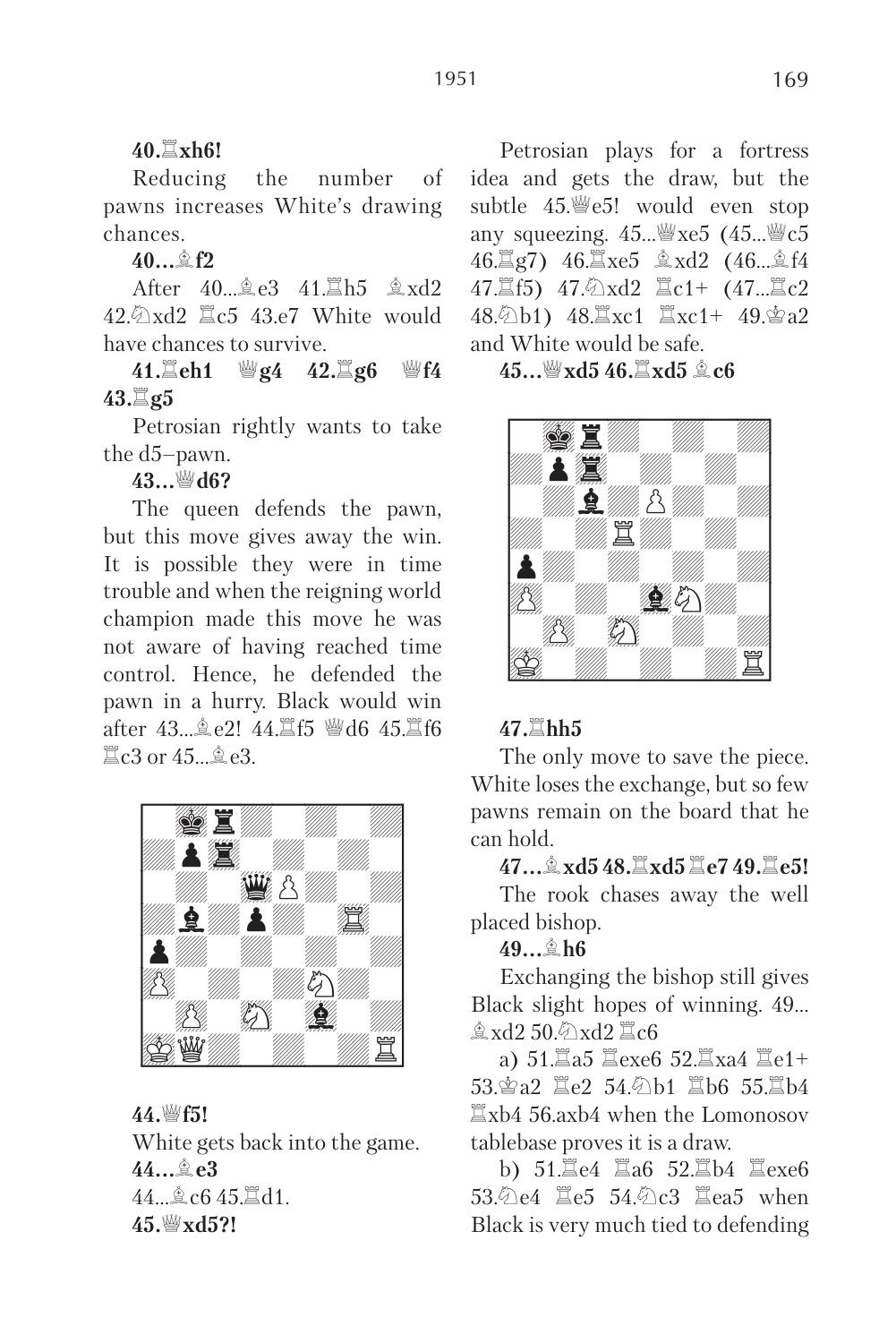**40.♖xh6!**

Reducing the number of pawns increases White's drawing chances.

**40...♗f2**

After 40...♗e3 41.♖h5 ♗xd2 42.♘xd2 ♖c5 43.e7 White would have chances to survive.

**41.♖eh1 ♕g4 42.♖g6 ♕f4 43.♖g5**

Petrosian rightly wants to take the d5–pawn.

**43...♕d6?**

The queen defends the pawn, but this move gives away the win. It is possible they were in time trouble and when the reigning world champion made this move he was not aware of having reached time control. Hence, he defended the pawn in a hurry. Black would win after 43...♗e2! 44.♖f5 ♕d6 45.♖f6 ♖c3 or 45...♗e3.

**44.♕f5!**

White gets back into the game.

**44...♗e3**

44...♗c6 45.♖d1.

**45.♕xd5?!**

Petrosian plays for a fortress idea and gets the draw, but the subtle 45.♕e5! would even stop any squeezing. 45...♕xe5 (45...♕c5 46.♖g7) 46.♖xe5 ♗xd2 (46...♗f4 47.♖f5) 47.♘xd2 ♖c1+ (47...♖c2 48.♘b1) 48.♖xc1 ♖xc1+ 49.♔a2 and White would be safe.

**45...♕xd5 46.♖xd5 ♗c6**

**47.♖hh5**

The only move to save the piece. White loses the exchange, but so few pawns remain on the board that he can hold.

**47...♗xd5 48.♖xd5 ♖e7 49.♖e5!**

The rook chases away the well placed bishop.

**49...♗h6**

Exchanging the bishop still gives Black slight hopes of winning. 49...♗xd2 50.♘xd2 ♖c6

a) 51.♖a5 ♖exe6 52.♖xa4 ♖e1+ 53.♔a2 ♖e2 54.♘b1 ♖b6 55.♖b4 ♖xb4 56.axb4 when the Lomonosov tablebase proves it is a draw.

b) 51.♖e4 ♖a6 52.♖b4 ♖exe6 53.♘e4 ♖e5 54.♘c3 ♖ea5 when Black is very much tied to defending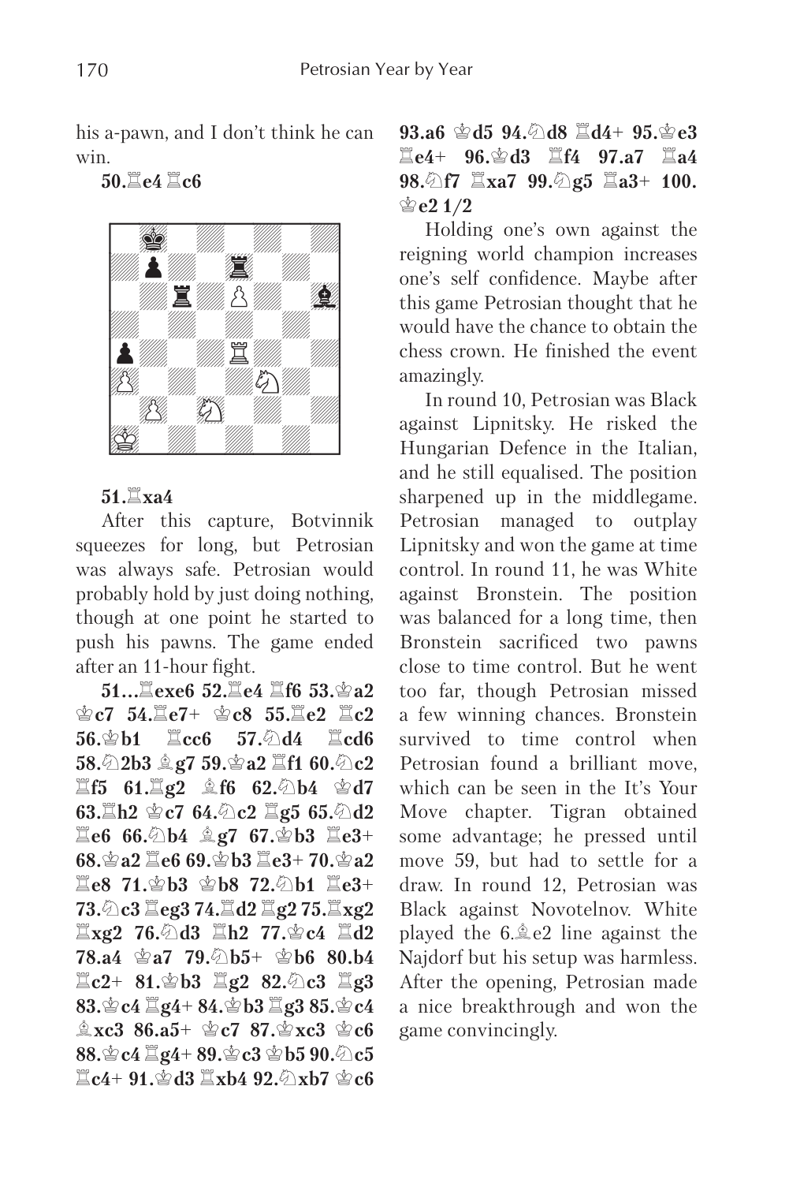his a-pawn, and I don't think he can win.

**50.♖e4 ♖c6**

**51.♖xa4**

After this capture, Botvinnik squeezes for long, but Petrosian was always safe. Petrosian would probably hold by just doing nothing, though at one point he started to push his pawns. The game ended after an 11-hour fight.

**51...♖exe6 52.♖e4 ♖f6 53.♔a2 ♔c7 54.♖e7+ ♔c8 55.♖e2 ♖c2 56.♔b1 ♖cc6 57.♘d4 ♖cd6 58.♘2b3 ♗g7 59.♔a2 ♖f1 60.♘c2 ♖f5 61.♖g2 ♗f6 62.♘b4 ♔d7 63.♖h2 ♔c7 64.♘c2 ♖g5 65.♘d2 ♖e6 66.♘b4 ♗g7 67.♔b3 ♖e3+ 68.♔a2 ♖e6 69.♔b3 ♖e3+ 70.♔a2 ♖e8 71.♔b3 ♔b8 72.♘b1 ♖e3+ 73.♘c3 ♖eg3 74.♖d2 ♖g2 75.♖xg2 ♖xg2 76.♘d3 ♖h2 77.♔c4 ♖d2 78.a4 ♔a7 79.♘b5+ ♔b6 80.b4 ♖c2+ 81.♔b3 ♖g2 82.♘c3 ♖g3 83.♔c4 ♖g4+ 84.♔b3 ♖g3 85.♔c4 ♗xc3 86.a5+ ♔c7 87.♔xc3 ♔c6 88.♔c4 ♖g4+ 89.♔c3 ♔b5 90.♘c5 ♖c4+ 91.♔d3 ♖xb4 92.♘xb7 ♔c6 93.a6 ♔d5 94.♘d8 ♖d4+ 95.♔e3 ♖e4+ 96.♔d3 ♖f4 97.a7 ♖a4 98.♘f7 ♖xa7 99.♘g5 ♖a3+ 100.♔e2 1/2**

Holding one's own against the reigning world champion increases one's self confidence. Maybe after this game Petrosian thought that he would have the chance to obtain the chess crown. He finished the event amazingly.

In round 10, Petrosian was Black against Lipnitsky. He risked the Hungarian Defence in the Italian, and he still equalised. The position sharpened up in the middlegame. Petrosian managed to outplay Lipnitsky and won the game at time control. In round 11, he was White against Bronstein. The position was balanced for a long time, then Bronstein sacrificed two pawns close to time control. But he went too far, though Petrosian missed a few winning chances. Bronstein survived to time control when Petrosian found a brilliant move, which can be seen in the It's Your Move chapter. Tigran obtained some advantage; he pressed until move 59, but had to settle for a draw. In round 12, Petrosian was Black against Novotelnov. White played the 6.♗e2 line against the Najdorf but his setup was harmless. After the opening, Petrosian made a nice breakthrough and won the game convincingly.